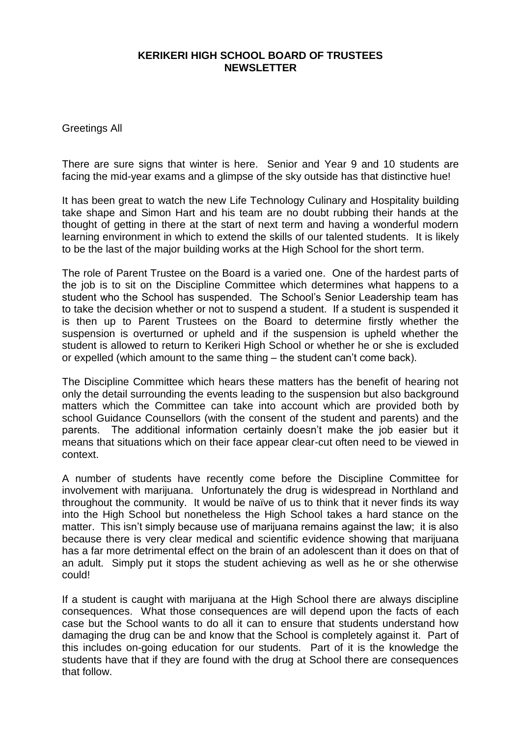# KERIKERI HIGH SCHOOL BOARD OF TRUSTEES NEWSLETTER

Greetings All

There are sure signs that winter is here. Senior and Year 9 and 10 students are facing the mid-year exams and a glimpse of the sky outside has that distinctive hue!

It has been great to watch the new Life Technology Culinary and Hospitality building take shape and Simon Hart and his team are no doubt rubbing their hands at the thought of getting in there at the start of next term and having a wonderful modern learning environment in which to extend the skills of our talented students. It is likely to be the last of the major building works at the High School for the short term.

The role of Parent Trustee on the Board is a varied one. One of the hardest parts of the job is to sit on the Discipline Committee which determines what happens to a student who the School has suspended. The School's Senior Leadership team has to take the decision whether or not to suspend a student. If a student is suspended it is then up to Parent Trustees on the Board to determine firstly whether the suspension is overturned or upheld and if the suspension is upheld whether the student is allowed to return to Kerikeri High School or whether he or she is excluded or expelled (which amount to the same thing – the student can't come back).

The Discipline Committee which hears these matters has the benefit of hearing not only the detail surrounding the events leading to the suspension but also background matters which the Committee can take into account which are provided both by school Guidance Counsellors (with the consent of the student and parents) and the parents. The additional information certainly doesn't make the job easier but it means that situations which on their face appear clear-cut often need to be viewed in context.

A number of students have recently come before the Discipline Committee for involvement with marijuana. Unfortunately the drug is widespread in Northland and throughout the community. It would be naïve of us to think that it never finds its way into the High School but nonetheless the High School takes a hard stance on the matter. This isn't simply because use of marijuana remains against the law; it is also because there is very clear medical and scientific evidence showing that marijuana has a far more detrimental effect on the brain of an adolescent than it does on that of an adult. Simply put it stops the student achieving as well as he or she otherwise could!

If a student is caught with marijuana at the High School there are always discipline consequences. What those consequences are will depend upon the facts of each case but the School wants to do all it can to ensure that students understand how damaging the drug can be and know that the School is completely against it. Part of this includes on-going education for our students. Part of it is the knowledge the students have that if they are found with the drug at School there are consequences that follow.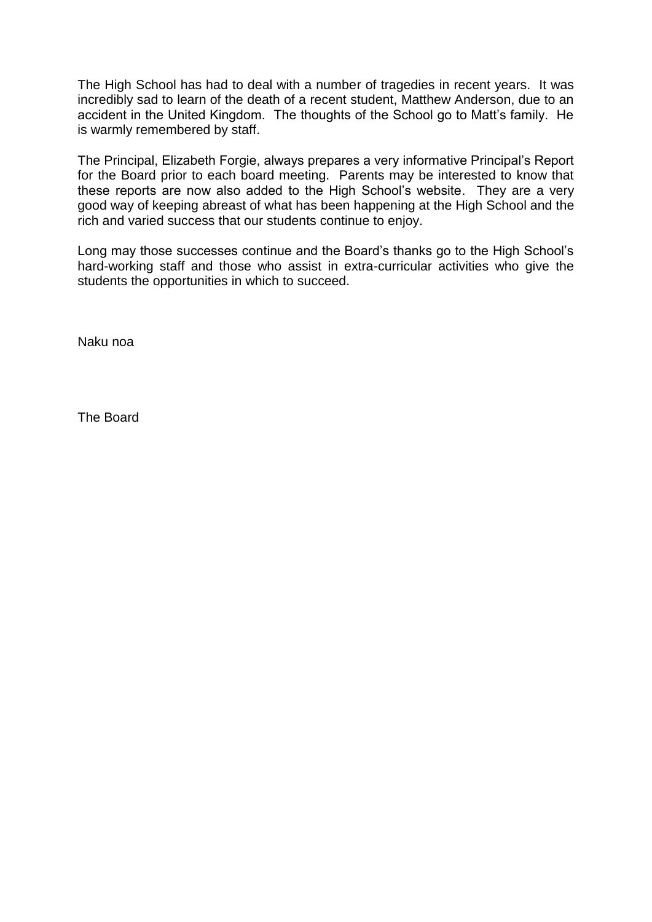The High School has had to deal with a number of tragedies in recent years. It was incredibly sad to learn of the death of a recent student, Matthew Anderson, due to an accident in the United Kingdom. The thoughts of the School go to Matt's family. He is warmly remembered by staff.

The Principal, Elizabeth Forgie, always prepares a very informative Principal's Report for the Board prior to each board meeting. Parents may be interested to know that these reports are now also added to the High School's website. They are a very good way of keeping abreast of what has been happening at the High School and the rich and varied success that our students continue to enjoy.

Long may those successes continue and the Board's thanks go to the High School's hard-working staff and those who assist in extra-curricular activities who give the students the opportunities in which to succeed.

Naku noa

The Board